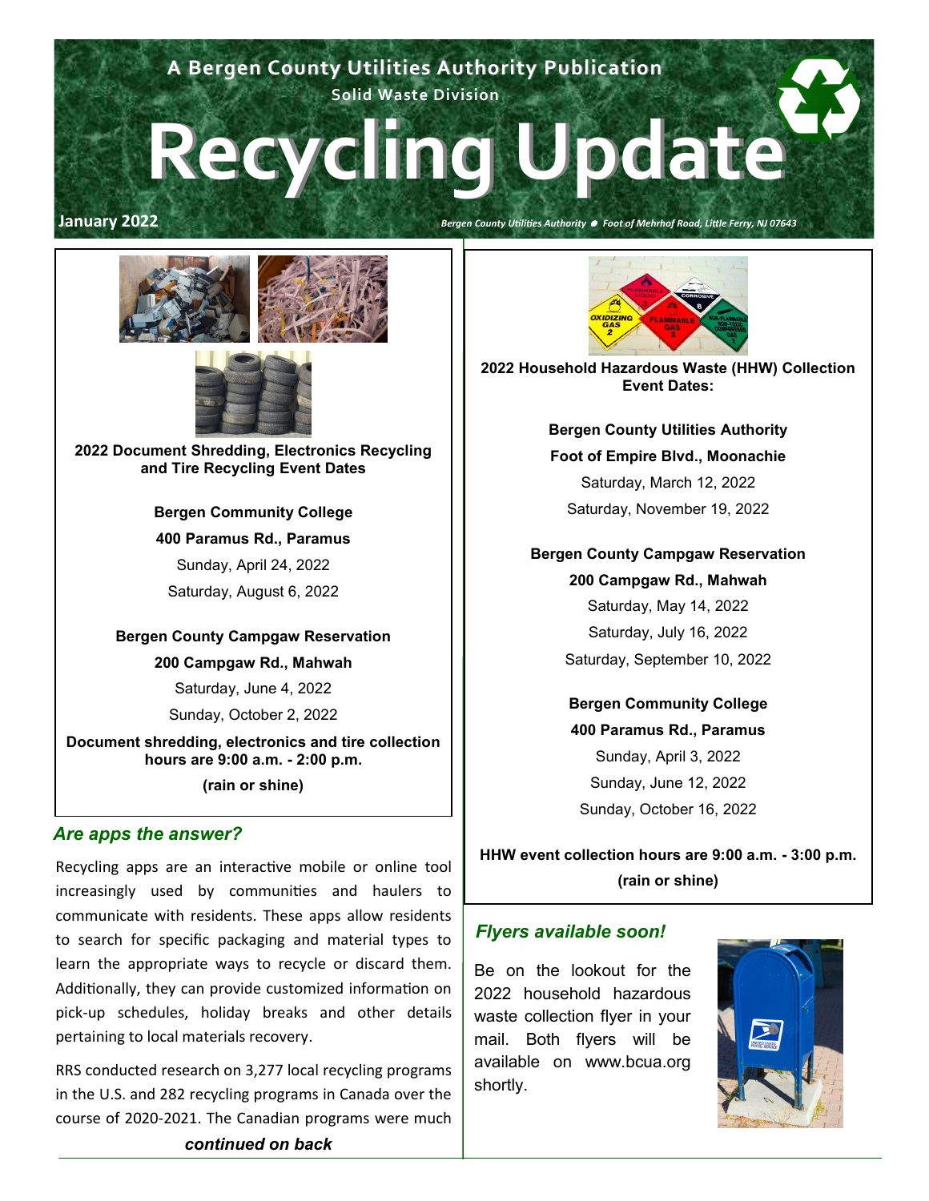A Bergen County Utilities Authority Publication

Solid Waste Division

# Recycling Update

**January 2022**

*Bergen County Utilities Authority ● Foot of Mehrhof Road, Little Ferry, NJ 07643*

**2022 Document Shredding, Electronics Recycling and Tire Recycling Event Dates**

**Bergen Community College**
**400 Paramus Rd., Paramus**
Sunday, April 24, 2022
Saturday, August 6, 2022

**Bergen County Campgaw Reservation**
**200 Campgaw Rd., Mahwah**
Saturday, June 4, 2022
Sunday, October 2, 2022

**Document shredding, electronics and tire collection hours are 9:00 a.m. - 2:00 p.m.**

**(rain or shine)**

## *Are apps the answer?*

Recycling apps are an interactive mobile or online tool increasingly used by communities and haulers to communicate with residents. These apps allow residents to search for specific packaging and material types to learn the appropriate ways to recycle or discard them. Additionally, they can provide customized information on pick-up schedules, holiday breaks and other details pertaining to local materials recovery.

RRS conducted research on 3,277 local recycling programs in the U.S. and 282 recycling programs in Canada over the course of 2020-2021. The Canadian programs were much

***continued on back***

**2022 Household Hazardous Waste (HHW) Collection Event Dates:**

**Bergen County Utilities Authority**
**Foot of Empire Blvd., Moonachie**
Saturday, March 12, 2022
Saturday, November 19, 2022

**Bergen County Campgaw Reservation**
**200 Campgaw Rd., Mahwah**
Saturday, May 14, 2022
Saturday, July 16, 2022
Saturday, September 10, 2022

**Bergen Community College**
**400 Paramus Rd., Paramus**
Sunday, April 3, 2022
Sunday, June 12, 2022
Sunday, October 16, 2022

**HHW event collection hours are 9:00 a.m. - 3:00 p.m.**

**(rain or shine)**

## *Flyers available soon!*

Be on the lookout for the 2022 household hazardous waste collection flyer in your mail. Both flyers will be available on www.bcua.org shortly.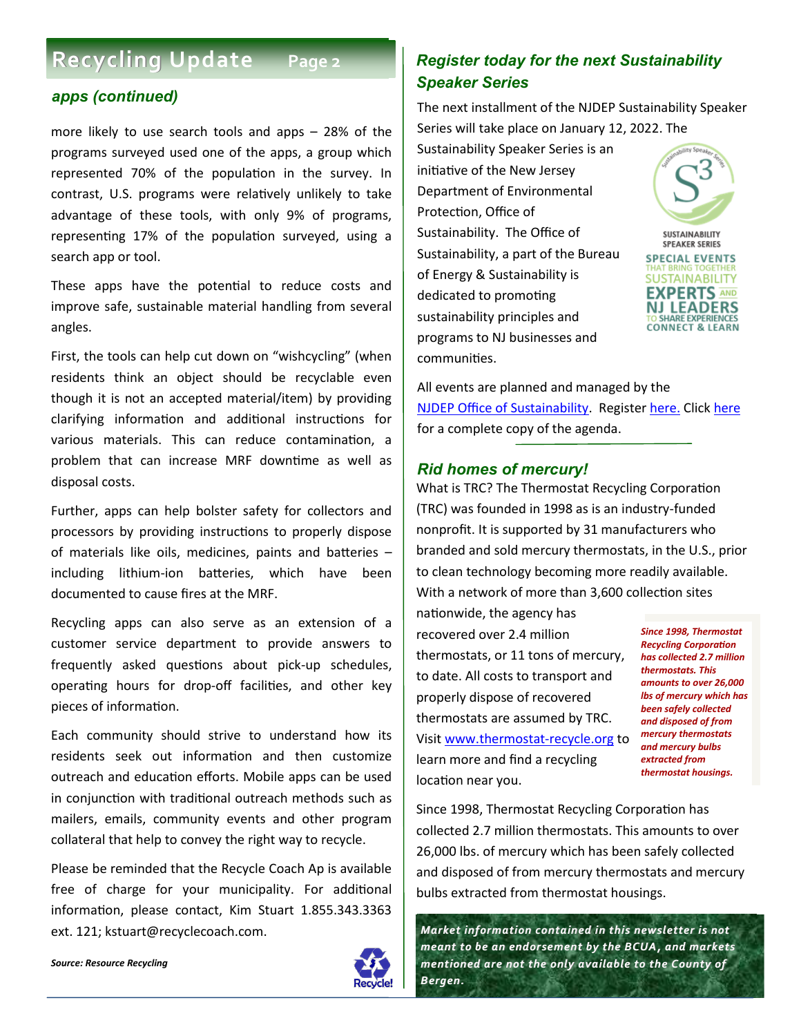## apps (continued)

more likely to use search tools and apps – 28% of the programs surveyed used one of the apps, a group which represented 70% of the population in the survey. In contrast, U.S. programs were relatively unlikely to take advantage of these tools, with only 9% of programs, representing 17% of the population surveyed, using a search app or tool.

These apps have the potential to reduce costs and improve safe, sustainable material handling from several angles.

First, the tools can help cut down on "wishcycling" (when residents think an object should be recyclable even though it is not an accepted material/item) by providing clarifying information and additional instructions for various materials. This can reduce contamination, a problem that can increase MRF downtime as well as disposal costs.

Further, apps can help bolster safety for collectors and processors by providing instructions to properly dispose of materials like oils, medicines, paints and batteries – including lithium-ion batteries, which have been documented to cause fires at the MRF.

Recycling apps can also serve as an extension of a customer service department to provide answers to frequently asked questions about pick-up schedules, operating hours for drop-off facilities, and other key pieces of information.

Each community should strive to understand how its residents seek out information and then customize outreach and education efforts. Mobile apps can be used in conjunction with traditional outreach methods such as mailers, emails, community events and other program collateral that help to convey the right way to recycle.

Please be reminded that the Recycle Coach Ap is available free of charge for your municipality. For additional information, please contact, Kim Stuart 1.855.343.3363 ext. 121; kstuart@recyclecoach.com.

***Source: Resource Recycling***

## Register today for the next Sustainability Speaker Series

The next installment of the NJDEP Sustainability Speaker Series will take place on January 12, 2022. The Sustainability Speaker Series is an initiative of the New Jersey Department of Environmental Protection, Office of Sustainability. The Office of Sustainability, a part of the Bureau of Energy & Sustainability is dedicated to promoting sustainability principles and programs to NJ businesses and communities.

SUSTAINABILITY SPEAKER SERIES
SPECIAL EVENTS THAT BRING TOGETHER SUSTAINABILITY EXPERTS AND NJ LEADERS TO SHARE EXPERIENCES CONNECT & LEARN

All events are planned and managed by the NJDEP Office of Sustainability. Register here. Click here for a complete copy of the agenda.

## Rid homes of mercury!

What is TRC? The Thermostat Recycling Corporation (TRC) was founded in 1998 as is an industry-funded nonprofit. It is supported by 31 manufacturers who branded and sold mercury thermostats, in the U.S., prior to clean technology becoming more readily available. With a network of more than 3,600 collection sites nationwide, the agency has recovered over 2.4 million thermostats, or 11 tons of mercury, to date. All costs to transport and properly dispose of recovered thermostats are assumed by TRC. Visit www.thermostat-recycle.org to learn more and find a recycling location near you.

***Since 1998, Thermostat Recycling Corporation has collected 2.7 million thermostats. This amounts to over 26,000 lbs of mercury which has been safely collected and disposed of from mercury thermostats and mercury bulbs extracted from thermostat housings.***

Since 1998, Thermostat Recycling Corporation has collected 2.7 million thermostats. This amounts to over 26,000 lbs. of mercury which has been safely collected and disposed of from mercury thermostats and mercury bulbs extracted from thermostat housings.

***Market information contained in this newsletter is not meant to be an endorsement by the BCUA, and markets mentioned are not the only available to the County of Bergen.***